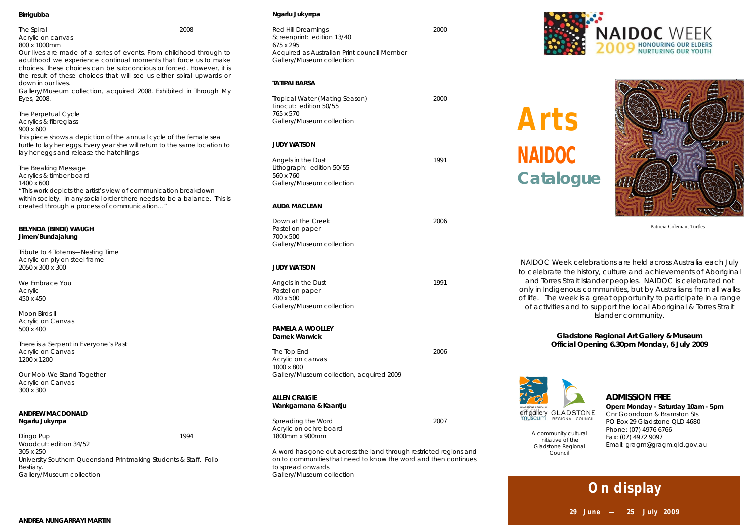**Birrigubba**

The Spiral 2008
Acrylic on canvas
800 x 1000mm
Our lives are made of a series of events. From childhood through to adulthood we experience continual moments that force us to make choices. These choices can be subconcious or forced. However, it is the result of these choices that will see us either spiral upwards or down in our lives.
Gallery/Museum collection, acquired 2008. Exhibited in Through My Eyes, 2008.

The Perpetual Cycle
Acrylics & fibreglass
900 x 600
This piece shows a depiction of the annual cycle of the female sea turtle to lay her eggs. Every year she will return to the same location to lay her eggs and release the hatchlings

The Breaking Message
Acrylics & timber board
1400 x 600
"This work depicts the artist's view of communication breakdown within society. In any social order there needs to be a balance. This is created through a process of communication…"

**BELYNDA (BINDI) WAUGH**
**Jimen/Bundajalung**

Tribute to 4 Totems—Nesting Time
Acrylic on ply on steel frame
2050 x 300 x 300

We Embrace You
Acrylic
450 x 450

Moon Birds II
Acrylic on Canvas
500 x 400

There is a Serpent in Everyone's Past
Acrylic on Canvas
1200 x 1200

Our Mob-We Stand Together
Acrylic on Canvas
300 x 300

**ANDREW MACDONALD**
**Ngarlu Jukyrrpa**

Dingo Pup 1994
Woodcut: edition 34/52
305 x 250
University Southern Queensland Printmaking Students & Staff. Folio Bestiary.
Gallery/Museum collection

**ANDREA NUNGARRAYI MARTIN**

**Ngarlu Jukyrrpa**

Red Hill Dreamings 2000
Screenprint: edition 13/40
675 x 295
Acquired as Australian Print council Member
Gallery/Museum collection

**TATIPAI BARSA**

Tropical Water (Mating Season) 2000
Linocut: edition 50/55
765 x 570
Gallery/Museum collection

**JUDY WATSON**

Angels in the Dust 1991
Lithograph: edition 50/55
560 x 760
Gallery/Museum collection

**AUDA MACLEAN**

Down at the Creek 2006
Pastel on paper
700 x 500
Gallery/Museum collection

**JUDY WATSON**

Angels in the Dust 1991
Pastel on paper
700 x 500
Gallery/Museum collection

**PAMELA A WOOLLEY**
**Darnek Warwick**

The Top End 2006
Acrylic on canvas
1000 x 800
Gallery/Museum collection, acquired 2009

**ALLEN CRAIGIE**
**Wankgamana & Kaantju**

Spreading the Word 2007
Acrylic on ochre board
1800mm x 900mm

A word has gone out across the land through restricted regions and on to communities that need to know the word and then continues to spread onwards.
Gallery/Museum collection

NAIDOC WEEK 2009 HONOURING OUR ELDERS NURTURING OUR YOUTH

# Arts NAIDOC Catalogue

Patricia Coleman, Turtles

NAIDOC Week celebrations are held across Australia each July to celebrate the history, culture and achievements of Aboriginal and Torres Strait Islander peoples. NAIDOC is celebrated not only in Indigenous communities, but by Australians from all walks of life. The week is a great opportunity to participate in a range of activities and to support the local Aboriginal & Torres Strait Islander community.

**Gladstone Regional Art Gallery & Museum**
**Official Opening 6.30pm Monday, 6 July 2009**

A community cultural initiative of the Gladstone Regional Council

**ADMISSION FREE**
**Open: Monday - Saturday 10am - 5pm**
Cnr Goondoon & Bramston Sts
PO Box 29 Gladstone QLD 4680
Phone: (07) 4976 6766
Fax: (07) 4972 9097
Email: gragm@gragm.qld.gov.au

## On display

**29 June — 25 July 2009**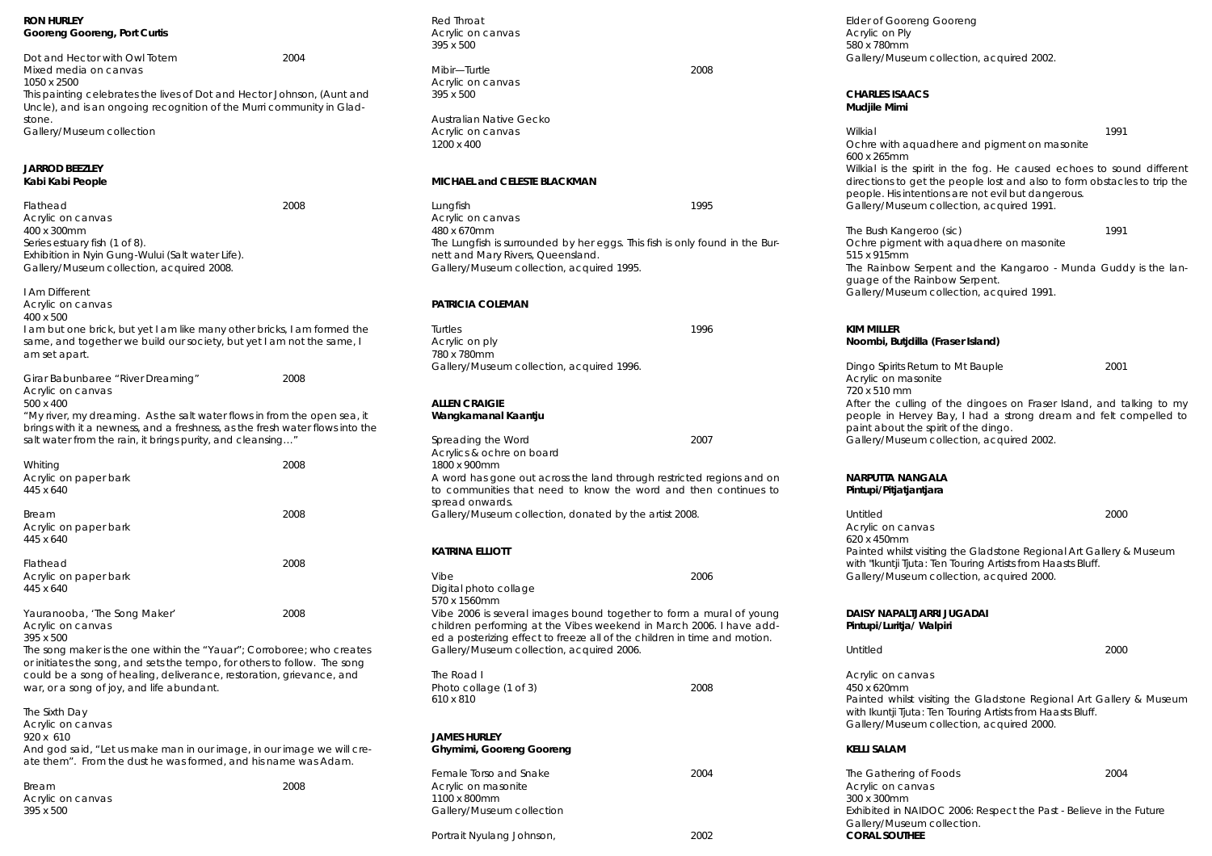**RON HURLEY**
**Gooreng Gooreng, Port Curtis**

Dot and Hector with Owl Totem 2004
Mixed media on canvas
1050 x 2500
This painting celebrates the lives of Dot and Hector Johnson, (Aunt and Uncle), and is an ongoing recognition of the Murri community in Gladstone.
Gallery/Museum collection

**JARROD BEEZLEY**
**Kabi Kabi People**

Flathead 2008
Acrylic on canvas
400 x 300mm
Series estuary fish (1 of 8).
Exhibition in Nyin Gung-Wului (Salt water Life).
Gallery/Museum collection, acquired 2008.

I Am Different
Acrylic on canvas
400 x 500
I am but one brick, but yet I am like many other bricks, I am formed the same, and together we build our society, but yet I am not the same, I am set apart.

Girar Babunbaree "River Dreaming" 2008
Acrylic on canvas
500 x 400
"My river, my dreaming. As the salt water flows in from the open sea, it brings with it a newness, and a freshness, as the fresh water flows into the salt water from the rain, it brings purity, and cleansing…"

Whiting 2008
Acrylic on paper bark
445 x 640

Bream 2008
Acrylic on paper bark
445 x 640

Flathead 2008
Acrylic on paper bark
445 x 640

Yauranooba, 'The Song Maker' 2008
Acrylic on canvas
395 x 500
The song maker is the one within the "Yauar"; Corroboree; who creates or initiates the song, and sets the tempo, for others to follow. The song could be a song of healing, deliverance, restoration, grievance, and war, or a song of joy, and life abundant.

The Sixth Day
Acrylic on canvas
920 x 610
And god said, "Let us make man in our image, in our image we will create them". From the dust he was formed, and his name was Adam.

Bream 2008
Acrylic on canvas
395 x 500

Red Throat
Acrylic on canvas
395 x 500

Mibir—Turtle 2008
Acrylic on canvas
395 x 500

Australian Native Gecko
Acrylic on canvas
1200 x 400

**MICHAEL and CELESTE BLACKMAN**

Lungfish 1995
Acrylic on canvas
480 x 670mm
The Lungfish is surrounded by her eggs. This fish is only found in the Burnett and Mary Rivers, Queensland.
Gallery/Museum collection, acquired 1995.

**PATRICIA COLEMAN**

Turtles 1996
Acrylic on ply
780 x 780mm
Gallery/Museum collection, acquired 1996.

**ALLEN CRAIGIE**
**Wangkamanal Kaantju**

Spreading the Word 2007
Acrylics & ochre on board
1800 x 900mm
A word has gone out across the land through restricted regions and on to communities that need to know the word and then continues to spread onwards.
Gallery/Museum collection, donated by the artist 2008.

**KATRINA ELLIOTT**

Vibe 2006
Digital photo collage
570 x 1560mm
Vibe 2006 is several images bound together to form a mural of young children performing at the Vibes weekend in March 2006. I have added a posterizing effect to freeze all of the children in time and motion.
Gallery/Museum collection, acquired 2006.

The Road I
Photo collage (1 of 3) 2008
610 x 810

**JAMES HURLEY**
**Ghymimi, Gooreng Gooreng**

Female Torso and Snake 2004
Acrylic on masonite
1100 x 800mm
Gallery/Museum collection

Portrait Nyulang Johnson, 2002
Elder of Gooreng Gooreng
Acrylic on Ply
580 x 780mm
Gallery/Museum collection, acquired 2002.

**CHARLES ISAACS**
**Mudjile Mimi**

Wilkial 1991
Ochre with aquadhere and pigment on masonite
600 x 265mm
Wilkial is the spirit in the fog. He caused echoes to sound different directions to get the people lost and also to form obstacles to trip the people. His intentions are not evil but dangerous.
Gallery/Museum collection, acquired 1991.

The Bush Kangeroo (sic) 1991
Ochre pigment with aquadhere on masonite
515 x 915mm
The Rainbow Serpent and the Kangaroo - Munda Guddy is the language of the Rainbow Serpent.
Gallery/Museum collection, acquired 1991.

**KIM MILLER**
**Noombi, Butjdilla (Fraser Island)**

Dingo Spirits Return to Mt Bauple 2001
Acrylic on masonite
720 x 510 mm
After the culling of the dingoes on Fraser Island, and talking to my people in Hervey Bay, I had a strong dream and felt compelled to paint about the spirit of the dingo.
Gallery/Museum collection, acquired 2002.

**NARPUTTA NANGALA**
**Pintupi/Pitjatjantjara**

Untitled 2000
Acrylic on canvas
620 x 450mm
Painted whilst visiting the Gladstone Regional Art Gallery & Museum with "Ikuntji Tjuta: Ten Touring Artists from Haasts Bluff.
Gallery/Museum collection, acquired 2000.

**DAISY NAPALTJARRI JUGADAI**
**Pintupi/Luritja/ Walpiri**

Untitled 2000

Acrylic on canvas
450 x 620mm
Painted whilst visiting the Gladstone Regional Art Gallery & Museum with Ikuntji Tjuta: Ten Touring Artists from Haasts Bluff.
Gallery/Museum collection, acquired 2000.

**KELLI SALAM**

The Gathering of Foods 2004
Acrylic on canvas
300 x 300mm
Exhibited in NAIDOC 2006: Respect the Past - Believe in the Future
Gallery/Museum collection.

**CORAL SOUTHEE**